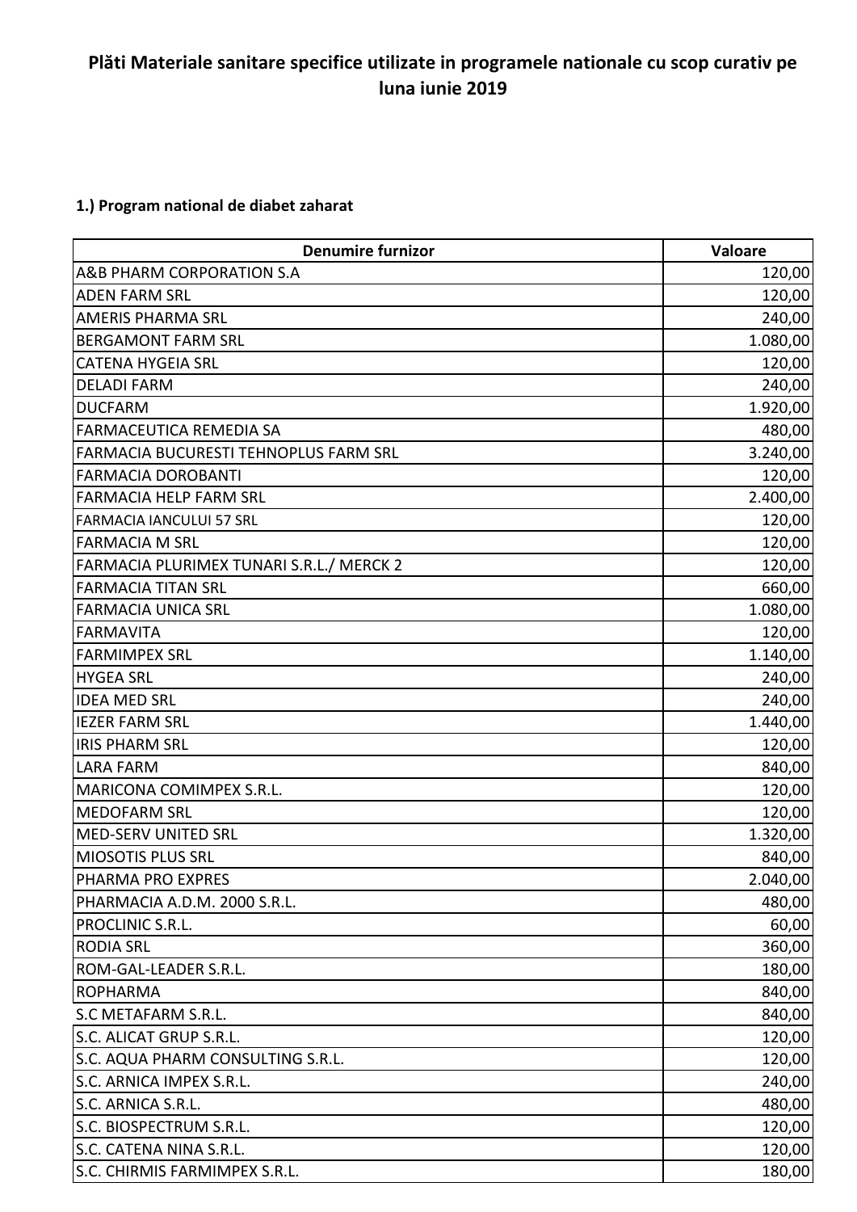# Plăti Materiale sanitare specifice utilizate in programele nationale cu scop curativ pe luna iunie 2019

**1.) Program national de diabet zaharat**

| Denumire furnizor | Valoare |
|---|---|
| A&B PHARM CORPORATION S.A | 120,00 |
| ADEN FARM SRL | 120,00 |
| AMERIS PHARMA SRL | 240,00 |
| BERGAMONT FARM SRL | 1.080,00 |
| CATENA HYGEIA SRL | 120,00 |
| DELADI FARM | 240,00 |
| DUCFARM | 1.920,00 |
| FARMACEUTICA REMEDIA SA | 480,00 |
| FARMACIA BUCURESTI TEHNOPLUS FARM SRL | 3.240,00 |
| FARMACIA DOROBANTI | 120,00 |
| FARMACIA HELP FARM SRL | 2.400,00 |
| FARMACIA IANCULUI 57 SRL | 120,00 |
| FARMACIA M SRL | 120,00 |
| FARMACIA PLURIMEX TUNARI S.R.L./ MERCK 2 | 120,00 |
| FARMACIA TITAN SRL | 660,00 |
| FARMACIA UNICA SRL | 1.080,00 |
| FARMAVITA | 120,00 |
| FARMIMPEX SRL | 1.140,00 |
| HYGEA SRL | 240,00 |
| IDEA MED SRL | 240,00 |
| IEZER FARM SRL | 1.440,00 |
| IRIS PHARM SRL | 120,00 |
| LARA FARM | 840,00 |
| MARICONA COMIMPEX S.R.L. | 120,00 |
| MEDOFARM SRL | 120,00 |
| MED-SERV UNITED SRL | 1.320,00 |
| MIOSOTIS PLUS SRL | 840,00 |
| PHARMA PRO EXPRES | 2.040,00 |
| PHARMACIA A.D.M. 2000 S.R.L. | 480,00 |
| PROCLINIC S.R.L. | 60,00 |
| RODIA SRL | 360,00 |
| ROM-GAL-LEADER S.R.L. | 180,00 |
| ROPHARMA | 840,00 |
| S.C METAFARM S.R.L. | 840,00 |
| S.C. ALICAT GRUP S.R.L. | 120,00 |
| S.C. AQUA PHARM CONSULTING S.R.L. | 120,00 |
| S.C. ARNICA IMPEX S.R.L. | 240,00 |
| S.C. ARNICA S.R.L. | 480,00 |
| S.C. BIOSPECTRUM S.R.L. | 120,00 |
| S.C. CATENA NINA S.R.L. | 120,00 |
| S.C. CHIRMIS FARMIMPEX S.R.L. | 180,00 |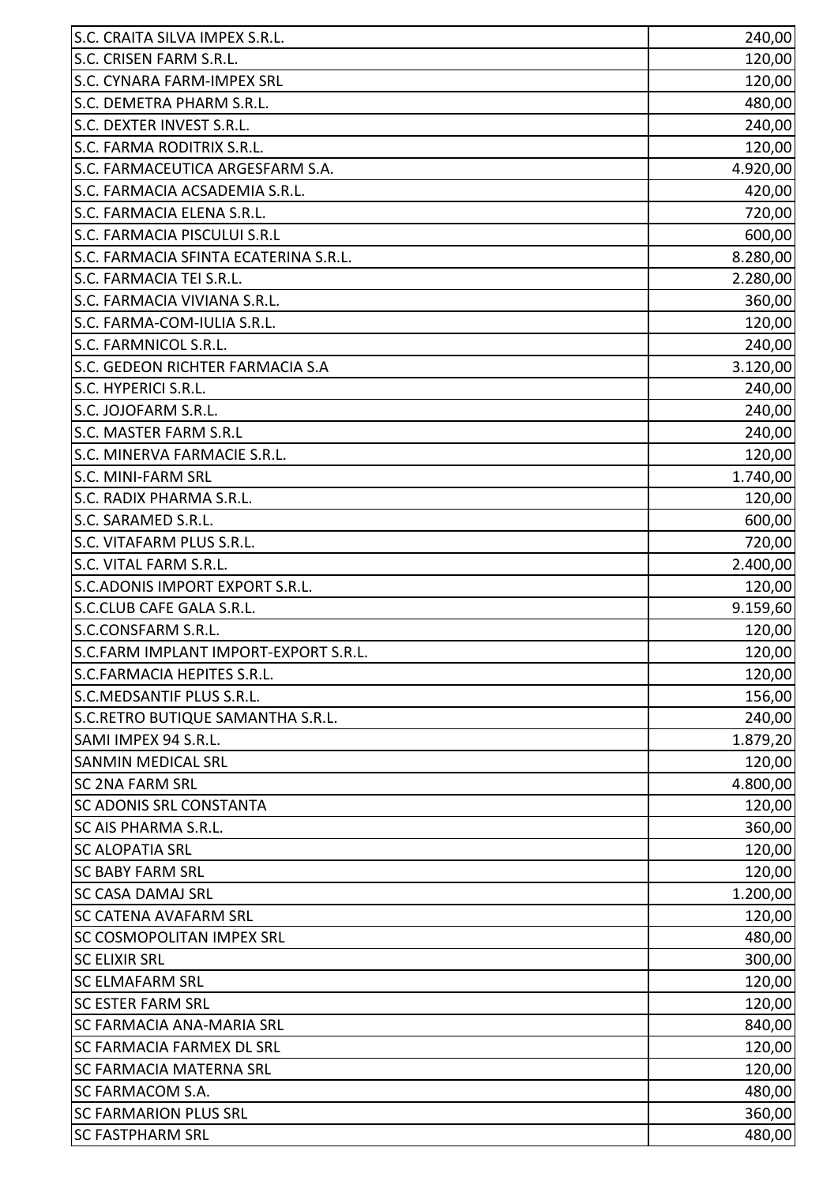| | |
|---|---|
| S.C. CRAITA SILVA IMPEX S.R.L. | 240,00 |
| S.C. CRISEN FARM S.R.L. | 120,00 |
| S.C. CYNARA FARM-IMPEX SRL | 120,00 |
| S.C. DEMETRA PHARM S.R.L. | 480,00 |
| S.C. DEXTER INVEST S.R.L. | 240,00 |
| S.C. FARMA RODITRIX S.R.L. | 120,00 |
| S.C. FARMACEUTICA ARGESFARM S.A. | 4.920,00 |
| S.C. FARMACIA ACSADEMIA S.R.L. | 420,00 |
| S.C. FARMACIA ELENA S.R.L. | 720,00 |
| S.C. FARMACIA PISCULUI S.R.L | 600,00 |
| S.C. FARMACIA SFINTA ECATERINA S.R.L. | 8.280,00 |
| S.C. FARMACIA TEI S.R.L. | 2.280,00 |
| S.C. FARMACIA VIVIANA S.R.L. | 360,00 |
| S.C. FARMA-COM-IULIA S.R.L. | 120,00 |
| S.C. FARMNICOL S.R.L. | 240,00 |
| S.C. GEDEON RICHTER FARMACIA S.A | 3.120,00 |
| S.C. HYPERICI S.R.L. | 240,00 |
| S.C. JOJOFARM S.R.L. | 240,00 |
| S.C. MASTER FARM S.R.L | 240,00 |
| S.C. MINERVA FARMACIE S.R.L. | 120,00 |
| S.C. MINI-FARM SRL | 1.740,00 |
| S.C. RADIX PHARMA S.R.L. | 120,00 |
| S.C. SARAMED S.R.L. | 600,00 |
| S.C. VITAFARM PLUS S.R.L. | 720,00 |
| S.C. VITAL FARM S.R.L. | 2.400,00 |
| S.C.ADONIS IMPORT EXPORT S.R.L. | 120,00 |
| S.C.CLUB CAFE GALA S.R.L. | 9.159,60 |
| S.C.CONSFARM S.R.L. | 120,00 |
| S.C.FARM IMPLANT IMPORT-EXPORT S.R.L. | 120,00 |
| S.C.FARMACIA HEPITES S.R.L. | 120,00 |
| S.C.MEDSANTIF PLUS S.R.L. | 156,00 |
| S.C.RETRO BUTIQUE SAMANTHA S.R.L. | 240,00 |
| SAMI IMPEX 94 S.R.L. | 1.879,20 |
| SANMIN MEDICAL SRL | 120,00 |
| SC 2NA FARM SRL | 4.800,00 |
| SC ADONIS SRL CONSTANTA | 120,00 |
| SC AIS PHARMA S.R.L. | 360,00 |
| SC ALOPATIA SRL | 120,00 |
| SC BABY FARM SRL | 120,00 |
| SC CASA DAMAJ SRL | 1.200,00 |
| SC CATENA AVAFARM SRL | 120,00 |
| SC COSMOPOLITAN IMPEX SRL | 480,00 |
| SC ELIXIR SRL | 300,00 |
| SC ELMAFARM SRL | 120,00 |
| SC ESTER FARM SRL | 120,00 |
| SC FARMACIA ANA-MARIA SRL | 840,00 |
| SC FARMACIA FARMEX DL SRL | 120,00 |
| SC FARMACIA MATERNA SRL | 120,00 |
| SC FARMACOM S.A. | 480,00 |
| SC FARMARION PLUS SRL | 360,00 |
| SC FASTPHARM SRL | 480,00 |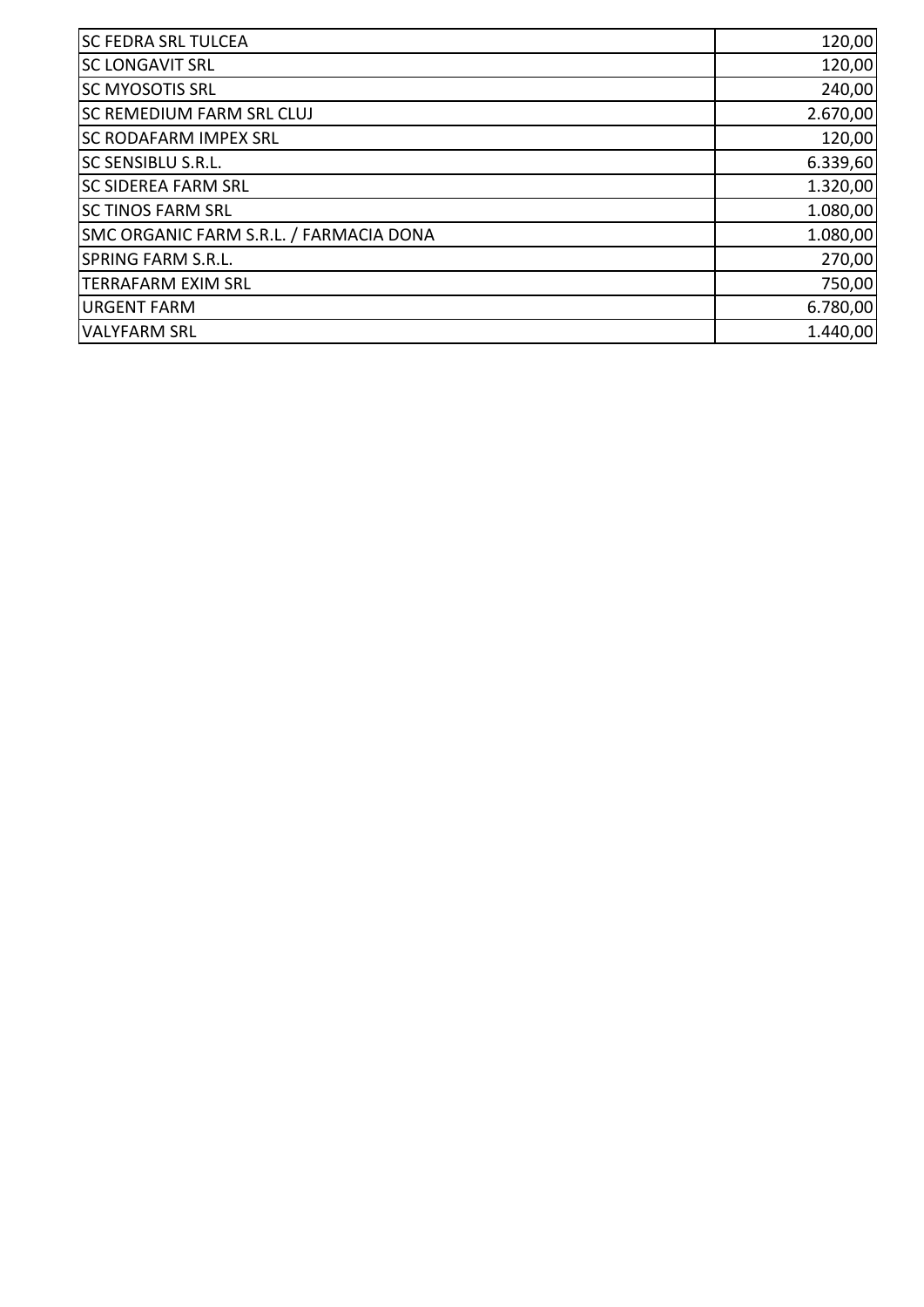| | |
|---|---|
| SC FEDRA SRL TULCEA | 120,00 |
| SC LONGAVIT SRL | 120,00 |
| SC MYOSOTIS SRL | 240,00 |
| SC REMEDIUM FARM SRL CLUJ | 2.670,00 |
| SC RODAFARM IMPEX SRL | 120,00 |
| SC SENSIBLU S.R.L. | 6.339,60 |
| SC SIDEREA FARM SRL | 1.320,00 |
| SC TINOS FARM SRL | 1.080,00 |
| SMC ORGANIC FARM S.R.L. / FARMACIA DONA | 1.080,00 |
| SPRING FARM S.R.L. | 270,00 |
| TERRAFARM EXIM SRL | 750,00 |
| URGENT FARM | 6.780,00 |
| VALYFARM SRL | 1.440,00 |